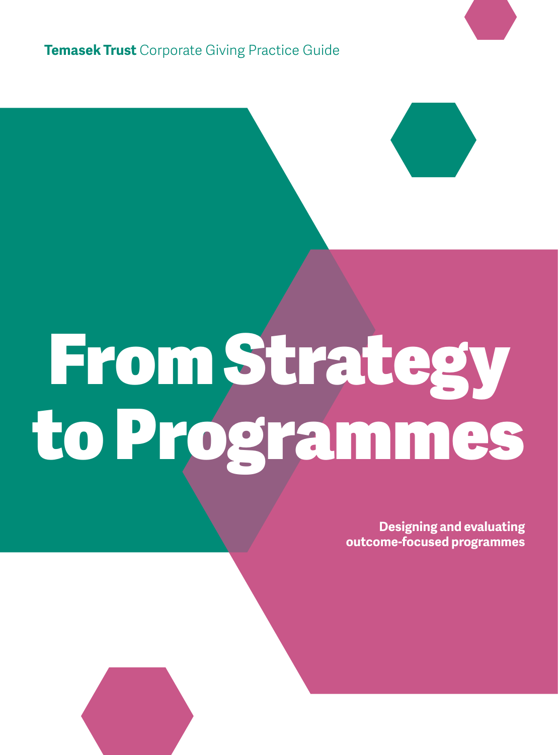**Temasek Trust** Corporate Giving Practice Guide

# From Strategy to Programmes

**Designing and evaluating outcome-focused programmes**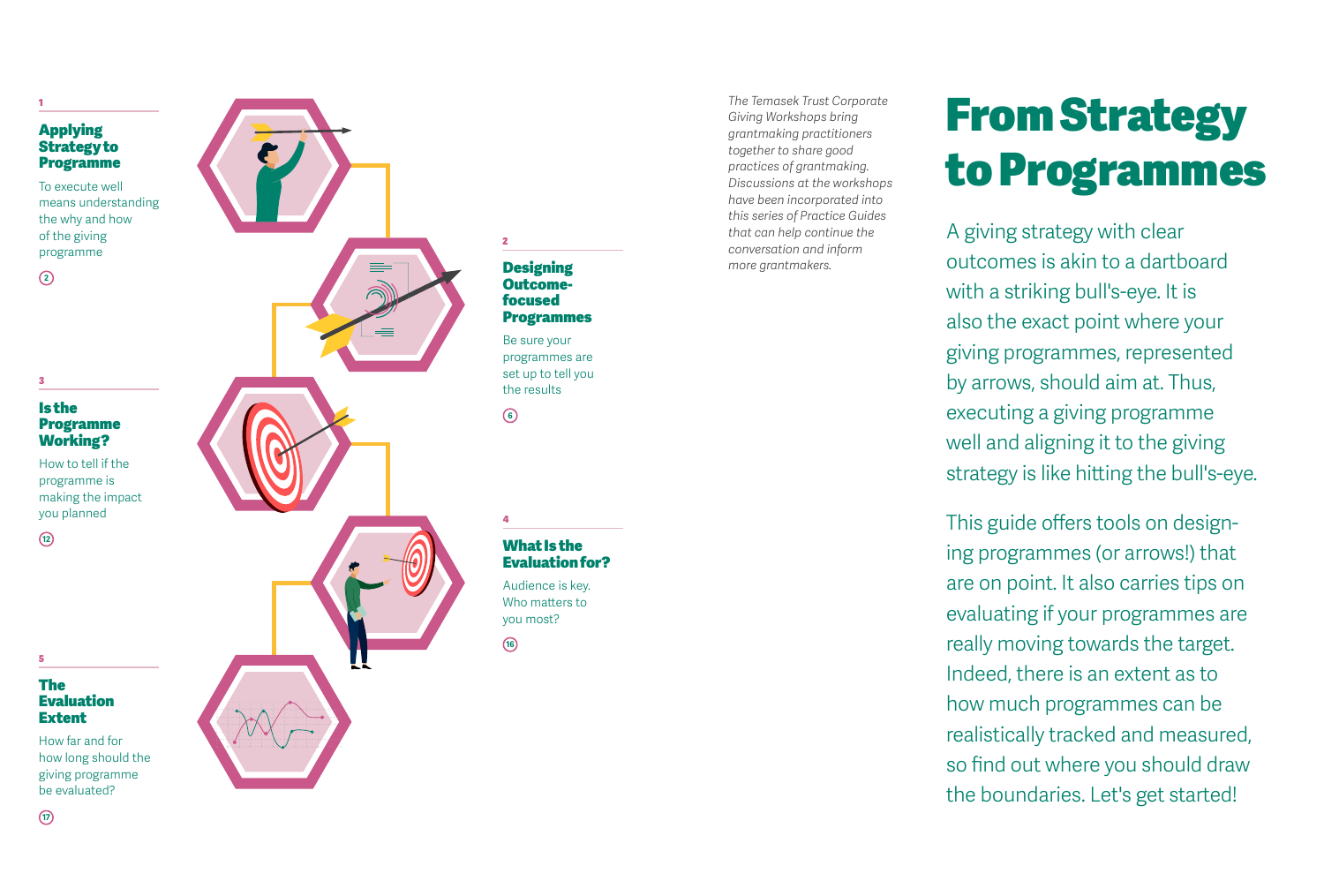# From Strategy to Programmes

*The Temasek Trust Corporate Giving Workshops bring grantmaking practitioners together to share good practices of grantmaking. Discussions at the workshops have been incorporated into this series of Practice Guides that can help continue the conversation and inform more grantmakers.*

A giving strategy with clear outcomes is akin to a dartboard with a striking bull's-eye. It is also the exact point where your giving programmes, represented by arrows, should aim at. Thus, executing a giving programme well and aligning it to the giving strategy is like hitting the bull's-eye.

This guide offers tools on designing programmes (or arrows!) that are on point. It also carries tips on evaluating if your programmes are really moving towards the target. Indeed, there is an extent as to how much programmes can be realistically tracked and measured, so find out where you should draw the boundaries. Let's get started!

1

### Applying Strategy to Programme

To execute well means understanding the why and how of the giving programme

2

2

### Designing Outcome-focused Programmes

Be sure your programmes are set up to tell you the results

6

3

### Is the Programme Working?

How to tell if the programme is making the impact you planned

12

4

### What Is the Evaluation for?

Audience is key. Who matters to you most?

16

5

### The Evaluation Extent

How far and for how long should the giving programme be evaluated?

17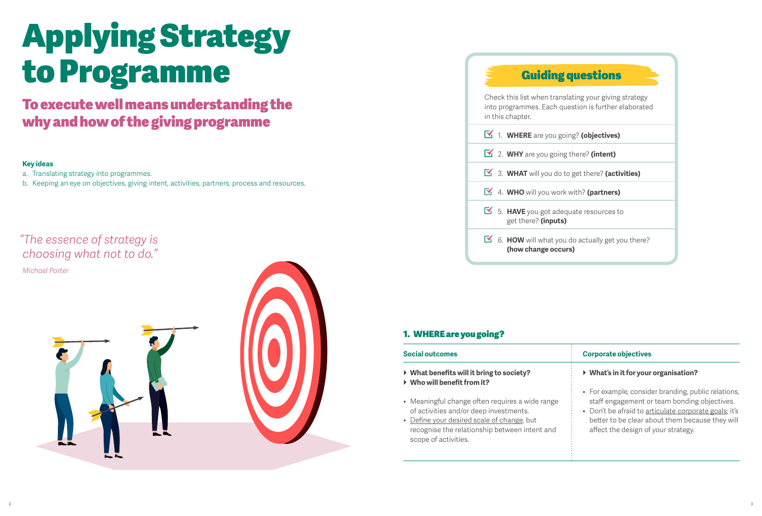# Applying Strategy to Programme

## To execute well means understanding the why and how of the giving programme

**Key ideas**

a. Translating strategy into programmes.
b. Keeping an eye on objectives, giving intent, activities, partners, process and resources.

*"The essence of strategy is choosing what not to do."*

*Michael Porter*

### Guiding questions

Check this list when translating your giving strategy into programmes. Each question is further elaborated in this chapter.

- ☑ 1. **WHERE** are you going? **(objectives)**
- ☑ 2. **WHY** are you going there? **(intent)**
- ☑ 3. **WHAT** will you do to get there? **(activities)**
- ☑ 4. **WHO** will you work with? **(partners)**
- ☑ 5. **HAVE** you got adequate resources to get there? **(inputs)**
- ☑ 6. **HOW** will what you do actually get you there? **(how change occurs)**

## 1. WHERE are you going?

| Social outcomes | Corporate objectives |
| --- | --- |
| ▸ **What benefits will it bring to society?**<br>▸ **Who will benefit from it?**<br><br>• Meaningful change often requires a wide range of activities and/or deep investments.<br>• Define your desired scale of change, but recognise the relationship between intent and scope of activities. | ▸ **What's in it for your organisation?**<br><br>• For example, consider branding, public relations, staff engagement or team bonding objectives.<br>• Don't be afraid to articulate corporate goals; it's better to be clear about them because they will affect the design of your strategy. |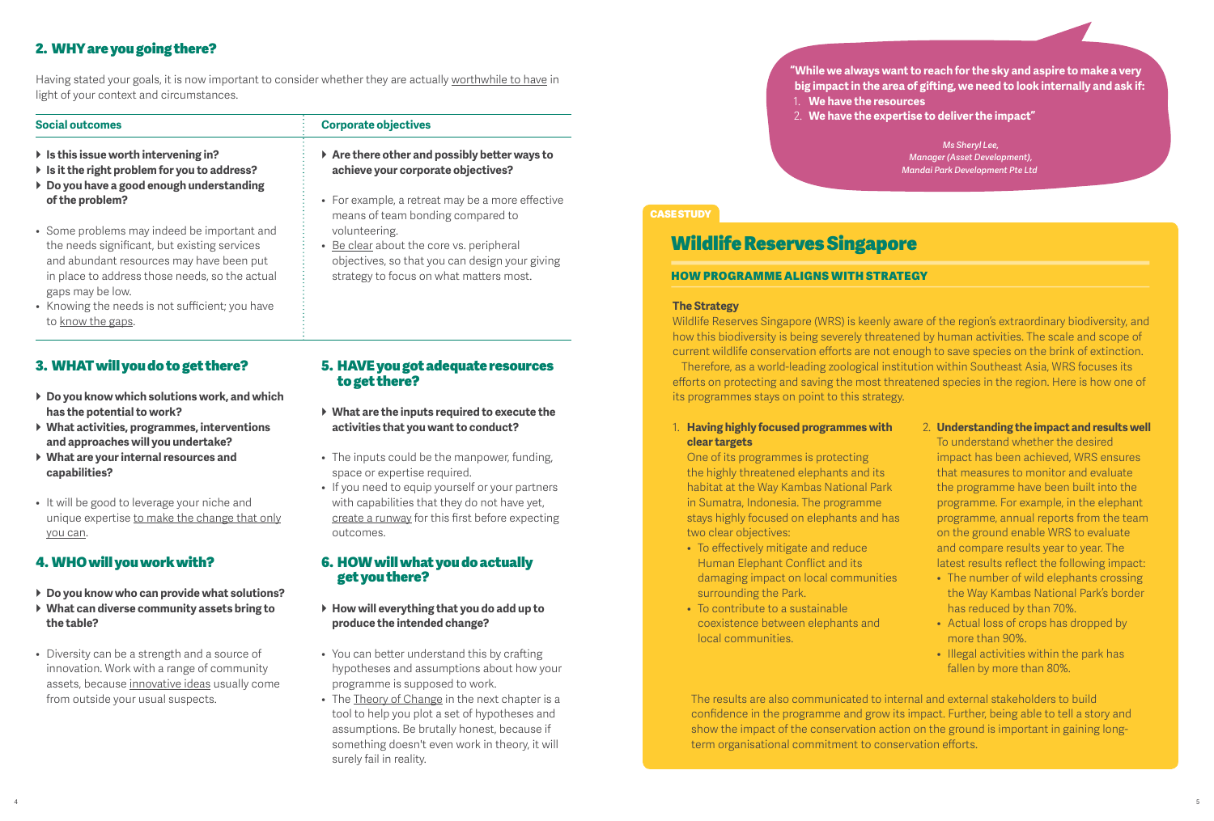## 2. WHY are you going there?

Having stated your goals, it is now important to consider whether they are actually worthwhile to have in light of your context and circumstances.

| Social outcomes | Corporate objectives |
|---|---|
| **Is this issue worth intervening in?** <br> **Is it the right problem for you to address?** <br> **Do you have a good enough understanding of the problem?** <br> • Some problems may indeed be important and the needs significant, but existing services and abundant resources may have been put in place to address those needs, so the actual gaps may be low. <br> • Knowing the needs is not sufficient; you have to know the gaps. | **Are there other and possibly better ways to achieve your corporate objectives?** <br> • For example, a retreat may be a more effective means of team bonding compared to volunteering. <br> • Be clear about the core vs. peripheral objectives, so that you can design your giving strategy to focus on what matters most. |

## 3. WHAT will you do to get there?

- **Do you know which solutions work, and which has the potential to work?**
- **What activities, programmes, interventions and approaches will you undertake?**
- **What are your internal resources and capabilities?**

- It will be good to leverage your niche and unique expertise to make the change that only you can.

## 4. WHO will you work with?

- **Do you know who can provide what solutions?**
- **What can diverse community assets bring to the table?**

- Diversity can be a strength and a source of innovation. Work with a range of community assets, because innovative ideas usually come from outside your usual suspects.

## 5. HAVE you got adequate resources to get there?

- **What are the inputs required to execute the activities that you want to conduct?**

- The inputs could be the manpower, funding, space or expertise required.
- If you need to equip yourself or your partners with capabilities that they do not have yet, create a runway for this first before expecting outcomes.

## 6. HOW will what you do actually get you there?

- **How will everything that you do add up to produce the intended change?**

- You can better understand this by crafting hypotheses and assumptions about how your programme is supposed to work.
- The Theory of Change in the next chapter is a tool to help you plot a set of hypotheses and assumptions. Be brutally honest, because if something doesn't even work in theory, it will surely fail in reality.

**"While we always want to reach for the sky and aspire to make a very big impact in the area of gifting, we need to look internally and ask if:**
1. **We have the resources**
2. **We have the expertise to deliver the impact"**

*Ms Sheryl Lee,*
*Manager (Asset Development),*
*Mandai Park Development Pte Ltd*

CASE STUDY

## Wildlife Reserves Singapore

### HOW PROGRAMME ALIGNS WITH STRATEGY

**The Strategy**

Wildlife Reserves Singapore (WRS) is keenly aware of the region's extraordinary biodiversity, and how this biodiversity is being severely threatened by human activities. The scale and scope of current wildlife conservation efforts are not enough to save species on the brink of extinction.

Therefore, as a world-leading zoological institution within Southeast Asia, WRS focuses its efforts on protecting and saving the most threatened species in the region. Here is how one of its programmes stays on point to this strategy.

1. **Having highly focused programmes with clear targets**
   One of its programmes is protecting the highly threatened elephants and its habitat at the Way Kambas National Park in Sumatra, Indonesia. The programme stays highly focused on elephants and has two clear objectives:
   - To effectively mitigate and reduce Human Elephant Conflict and its damaging impact on local communities surrounding the Park.
   - To contribute to a sustainable coexistence between elephants and local communities.

2. **Understanding the impact and results well**
   To understand whether the desired impact has been achieved, WRS ensures that measures to monitor and evaluate the programme have been built into the programme. For example, in the elephant programme, annual reports from the team on the ground enable WRS to evaluate and compare results year to year. The latest results reflect the following impact:
   - The number of wild elephants crossing the Way Kambas National Park's border has reduced by than 70%.
   - Actual loss of crops has dropped by more than 90%.
   - Illegal activities within the park has fallen by more than 80%.

The results are also communicated to internal and external stakeholders to build confidence in the programme and grow its impact. Further, being able to tell a story and show the impact of the conservation action on the ground is important in gaining long-term organisational commitment to conservation efforts.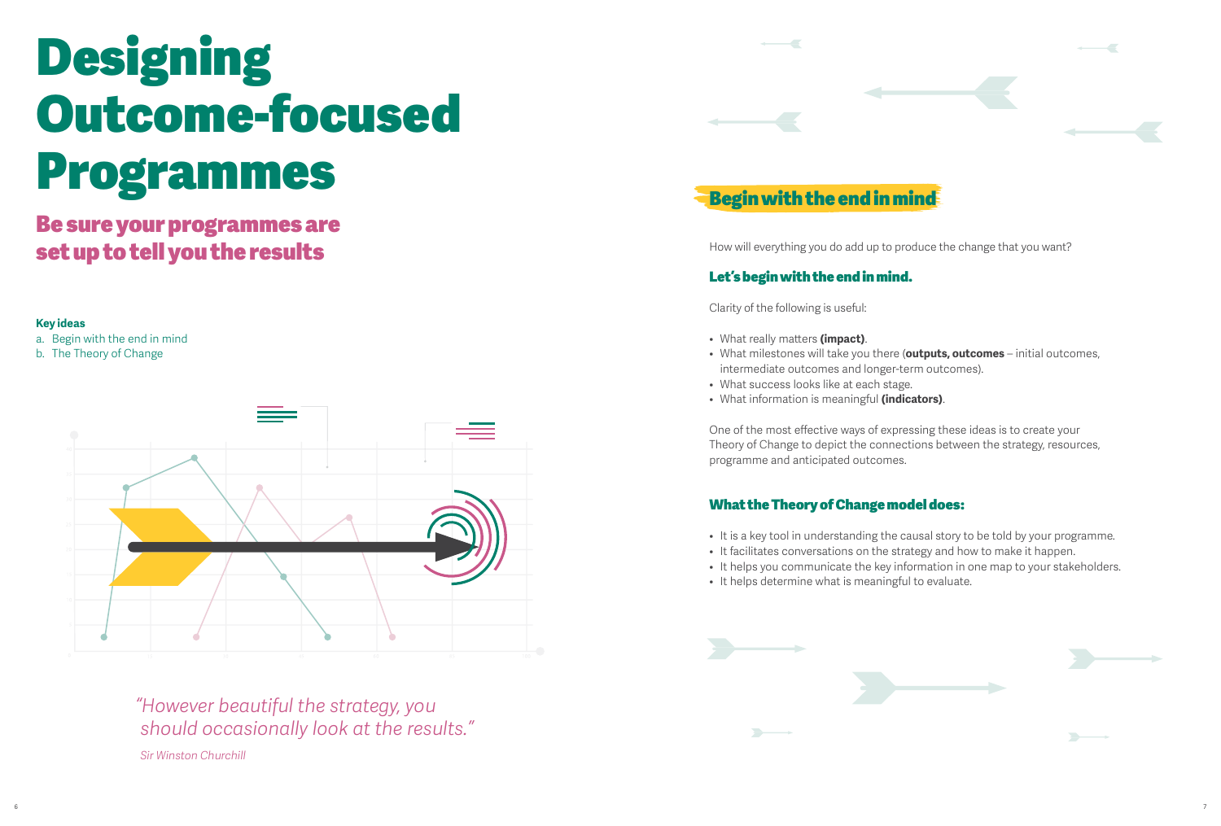# Designing Outcome-focused Programmes

## Be sure your programmes are set up to tell you the results

**Key ideas**

a. Begin with the end in mind
b. The Theory of Change

*"However beautiful the strategy, you should occasionally look at the results."*

*Sir Winston Churchill*

## Begin with the end in mind

How will everything you do add up to produce the change that you want?

### Let's begin with the end in mind.

Clarity of the following is useful:

- What really matters **(impact)**.
- What milestones will take you there (**outputs, outcomes** – initial outcomes, intermediate outcomes and longer-term outcomes).
- What success looks like at each stage.
- What information is meaningful **(indicators)**.

One of the most effective ways of expressing these ideas is to create your Theory of Change to depict the connections between the strategy, resources, programme and anticipated outcomes.

### What the Theory of Change model does:

- It is a key tool in understanding the causal story to be told by your programme.
- It facilitates conversations on the strategy and how to make it happen.
- It helps you communicate the key information in one map to your stakeholders.
- It helps determine what is meaningful to evaluate.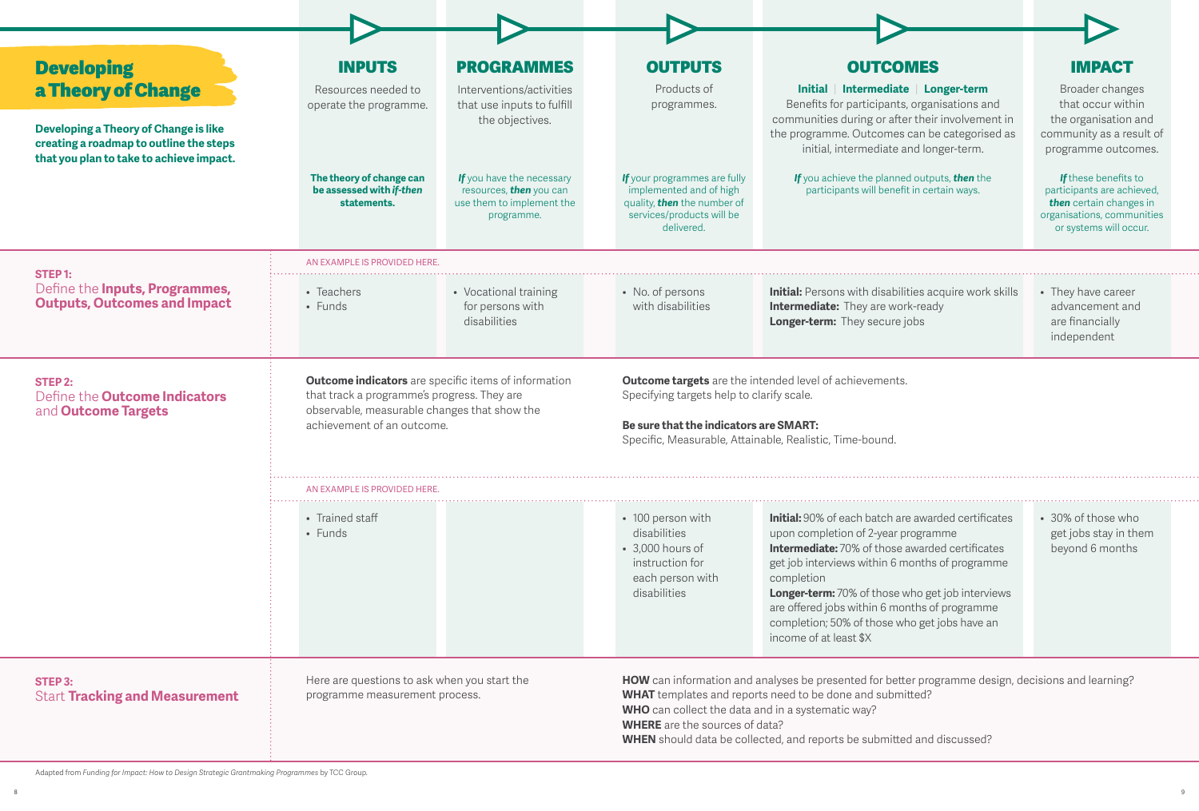# Developing a Theory of Change

**Developing a Theory of Change is like creating a roadmap to outline the steps that you plan to take to achieve impact.**

| | INPUTS | PROGRAMMES | OUTPUTS | OUTCOMES | IMPACT |
|---|---|---|---|---|---|
| | Resources needed to operate the programme. | Interventions/activities that use inputs to fulfill the objectives. | Products of programmes. | **Initial** \| **Intermediate** \| **Longer-term** Benefits for participants, organisations and communities during or after their involvement in the programme. Outcomes can be categorised as initial, intermediate and longer-term. | Broader changes that occur within the organisation and community as a result of programme outcomes. |
| | **The theory of change can be assessed with *if-then* statements.** | ***If*** you have the necessary resources, ***then*** you can use them to implement the programme. | ***If*** your programmes are fully implemented and of high quality, ***then*** the number of services/products will be delivered. | ***If*** you achieve the planned outputs, ***then*** the participants will benefit in certain ways. | ***If*** these benefits to participants are achieved, ***then*** certain changes in organisations, communities or systems will occur. |
| **STEP 1:** Define the **Inputs, Programmes, Outputs, Outcomes and Impact** | AN EXAMPLE IS PROVIDED HERE. | | | | |
| | • Teachers<br>• Funds | • Vocational training for persons with disabilities | • No. of persons with disabilities | **Initial:** Persons with disabilities acquire work skills<br>**Intermediate:** They are work-ready<br>**Longer-term:** They secure jobs | • They have career advancement and are financially independent |

**STEP 2:** Define the **Outcome Indicators** and **Outcome Targets**

**Outcome indicators** are specific items of information that track a programme's progress. They are observable, measurable changes that show the achievement of an outcome.

**Outcome targets** are the intended level of achievements. Specifying targets help to clarify scale.

**Be sure that the indicators are SMART:**
Specific, Measurable, Attainable, Realistic, Time-bound.

AN EXAMPLE IS PROVIDED HERE.

| INPUTS | PROGRAMMES | OUTPUTS | OUTCOMES | IMPACT |
|---|---|---|---|---|
| • Trained staff<br>• Funds | | • 100 person with disabilities<br>• 3,000 hours of instruction for each person with disabilities | **Initial:** 90% of each batch are awarded certificates upon completion of 2-year programme<br>**Intermediate:** 70% of those awarded certificates get job interviews within 6 months of programme completion<br>**Longer-term:** 70% of those who get job interviews are offered jobs within 6 months of programme completion; 50% of those who get jobs have an income of at least $X | • 30% of those who get jobs stay in them beyond 6 months |

**STEP 3:** Start **Tracking and Measurement**

Here are questions to ask when you start the programme measurement process.

**HOW** can information and analyses be presented for better programme design, decisions and learning?
**WHAT** templates and reports need to be done and submitted?
**WHO** can collect the data and in a systematic way?
**WHERE** are the sources of data?
**WHEN** should data be collected, and reports be submitted and discussed?

Adapted from *Funding for Impact: How to Design Strategic Grantmaking Programmes* by TCC Group.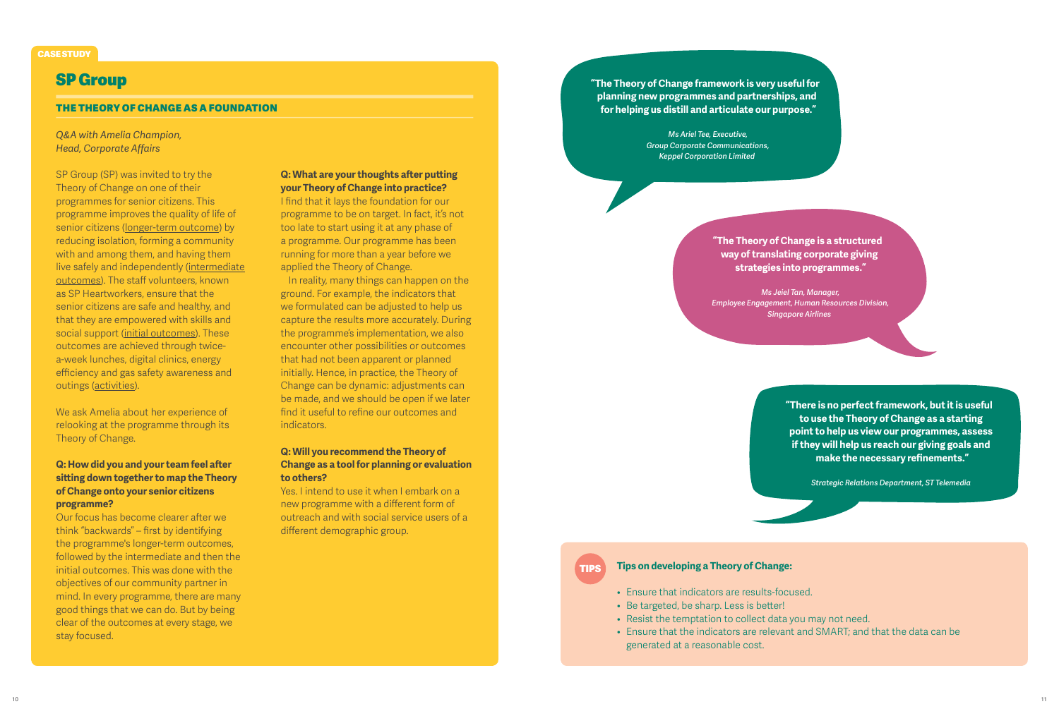CASE STUDY

## SP Group

### THE THEORY OF CHANGE AS A FOUNDATION

*Q&A with Amelia Champion, Head, Corporate Affairs*

SP Group (SP) was invited to try the Theory of Change on one of their programmes for senior citizens. This programme improves the quality of life of senior citizens (longer-term outcome) by reducing isolation, forming a community with and among them, and having them live safely and independently (intermediate outcomes). The staff volunteers, known as SP Heartworkers, ensure that the senior citizens are safe and healthy, and that they are empowered with skills and social support (initial outcomes). These outcomes are achieved through twice-a-week lunches, digital clinics, energy efficiency and gas safety awareness and outings (activities).

We ask Amelia about her experience of relooking at the programme through its Theory of Change.

**Q: How did you and your team feel after sitting down together to map the Theory of Change onto your senior citizens programme?**

Our focus has become clearer after we think "backwards" – first by identifying the programme's longer-term outcomes, followed by the intermediate and then the initial outcomes. This was done with the objectives of our community partner in mind. In every programme, there are many good things that we can do. But by being clear of the outcomes at every stage, we stay focused.

**Q: What are your thoughts after putting your Theory of Change into practice?**

I find that it lays the foundation for our programme to be on target. In fact, it's not too late to start using it at any phase of a programme. Our programme has been running for more than a year before we applied the Theory of Change.

In reality, many things can happen on the ground. For example, the indicators that we formulated can be adjusted to help us capture the results more accurately. During the programme's implementation, we also encounter other possibilities or outcomes that had not been apparent or planned initially. Hence, in practice, the Theory of Change can be dynamic: adjustments can be made, and we should be open if we later find it useful to refine our outcomes and indicators.

**Q: Will you recommend the Theory of Change as a tool for planning or evaluation to others?**

Yes. I intend to use it when I embark on a new programme with a different form of outreach and with social service users of a different demographic group.

**"The Theory of Change framework is very useful for planning new programmes and partnerships, and for helping us distill and articulate our purpose."**

*Ms Ariel Tee, Executive, Group Corporate Communications, Keppel Corporation Limited*

**"The Theory of Change is a structured way of translating corporate giving strategies into programmes."**

*Ms Jeiel Tan, Manager, Employee Engagement, Human Resources Division, Singapore Airlines*

**"There is no perfect framework, but it is useful to use the Theory of Change as a starting point to help us view our programmes, assess if they will help us reach our giving goals and make the necessary refinements."**

*Strategic Relations Department, ST Telemedia*

**TIPS**

**Tips on developing a Theory of Change:**

- Ensure that indicators are results-focused.
- Be targeted, be sharp. Less is better!
- Resist the temptation to collect data you may not need.
- Ensure that the indicators are relevant and SMART; and that the data can be generated at a reasonable cost.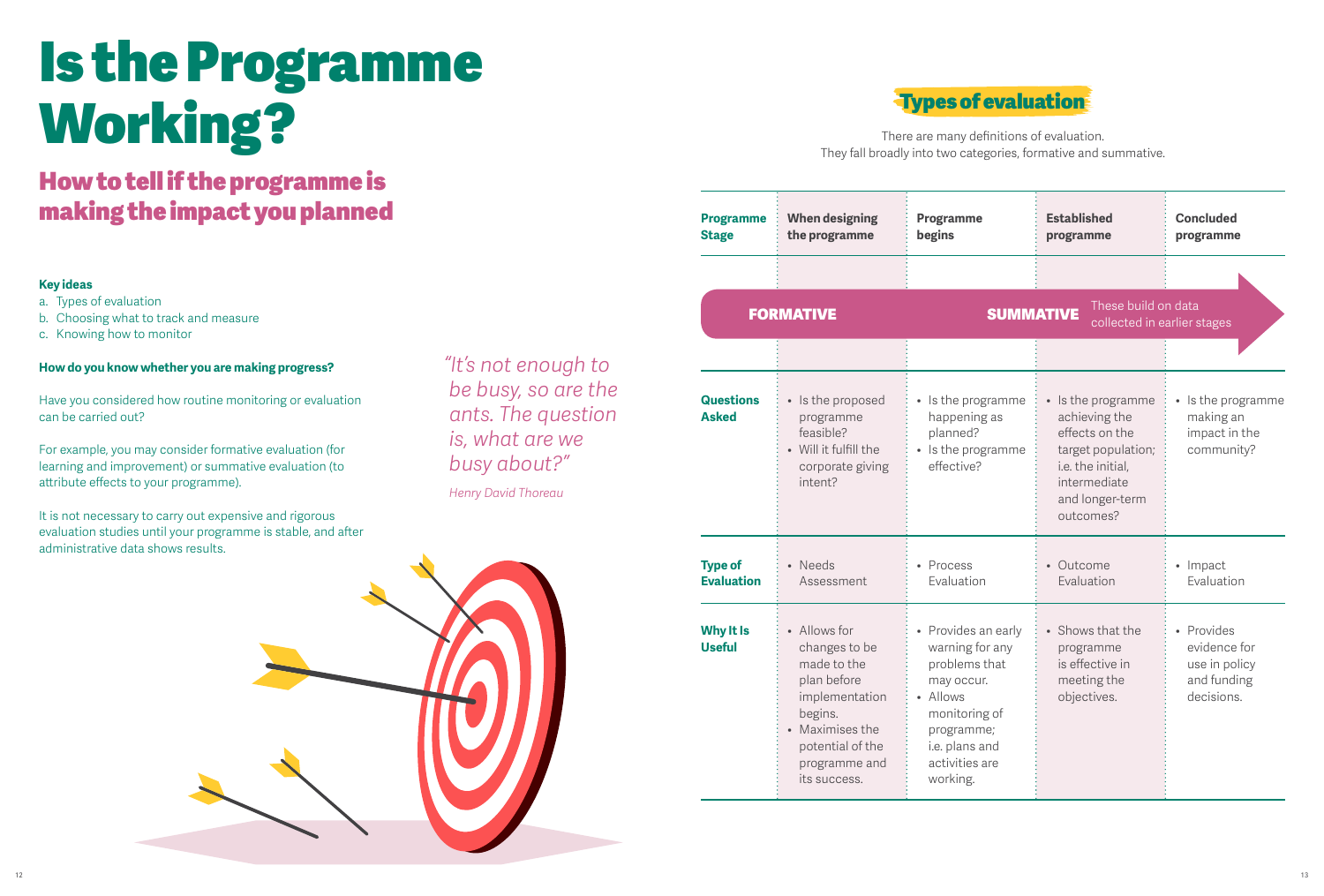# Is the Programme Working?

## How to tell if the programme is making the impact you planned

**Key ideas**

a. Types of evaluation
b. Choosing what to track and measure
c. Knowing how to monitor

**How do you know whether you are making progress?**

Have you considered how routine monitoring or evaluation can be carried out?

For example, you may consider formative evaluation (for learning and improvement) or summative evaluation (to attribute effects to your programme).

It is not necessary to carry out expensive and rigorous evaluation studies until your programme is stable, and after administrative data shows results.

*"It's not enough to be busy, so are the ants. The question is, what are we busy about?"*

*Henry David Thoreau*

### Types of evaluation

There are many definitions of evaluation. They fall broadly into two categories, formative and summative.

| Programme Stage | When designing the programme | Programme begins | Established programme | Concluded programme |
|---|---|---|---|---|
| | FORMATIVE | | SUMMATIVE | These build on data collected in earlier stages |
| **Questions Asked** | • Is the proposed programme feasible?<br>• Will it fulfill the corporate giving intent? | • Is the programme happening as planned?<br>• Is the programme effective? | • Is the programme achieving the effects on the target population; i.e. the initial, intermediate and longer-term outcomes? | • Is the programme making an impact in the community? |
| **Type of Evaluation** | • Needs Assessment | • Process Evaluation | • Outcome Evaluation | • Impact Evaluation |
| **Why It Is Useful** | • Allows for changes to be made to the plan before implementation begins.<br>• Maximises the potential of the programme and its success. | • Provides an early warning for any problems that may occur.<br>• Allows monitoring of programme; i.e. plans and activities are working. | • Shows that the programme is effective in meeting the objectives. | • Provides evidence for use in policy and funding decisions. |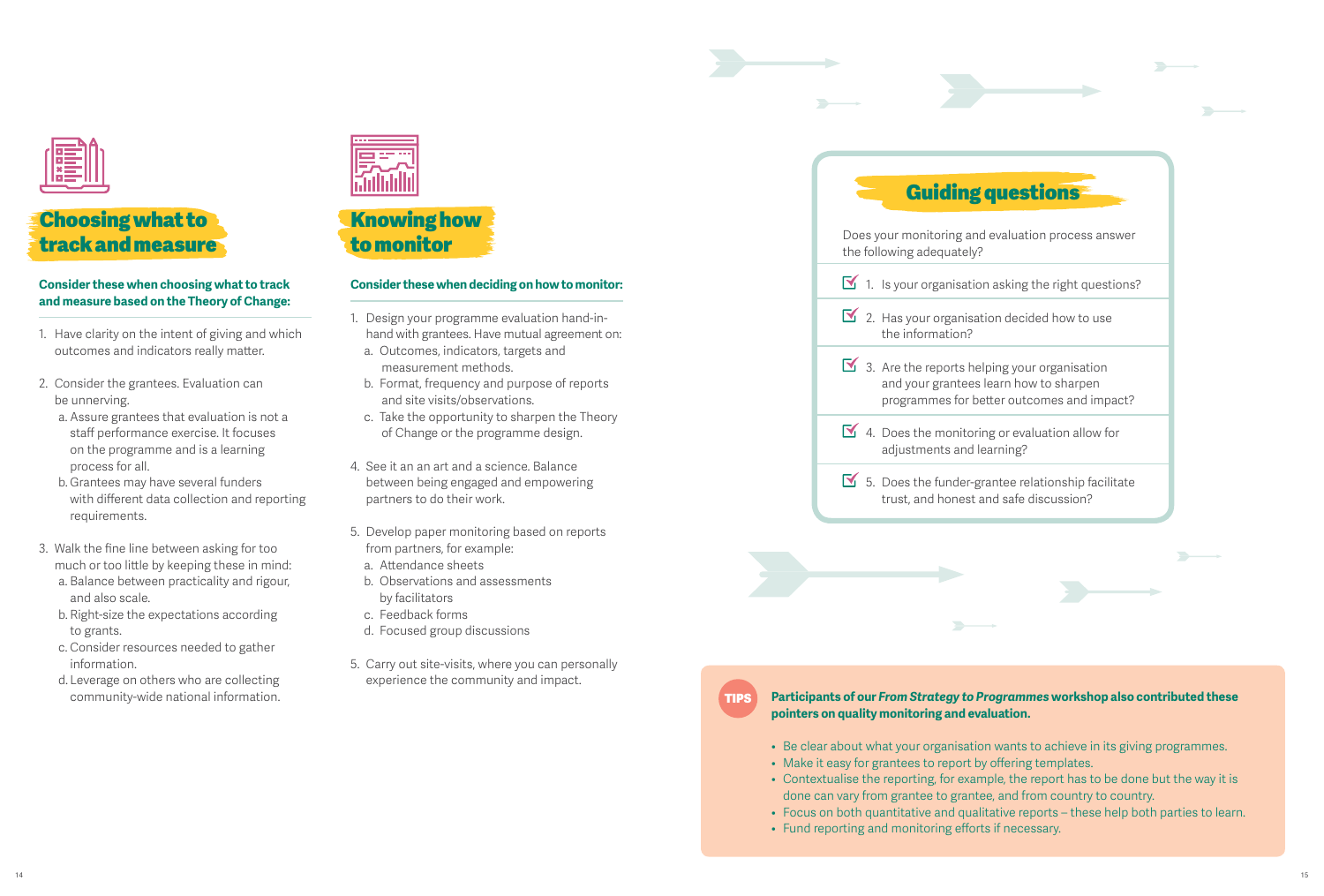## Choosing what to track and measure

**Consider these when choosing what to track and measure based on the Theory of Change:**

1. Have clarity on the intent of giving and which outcomes and indicators really matter.
2. Consider the grantees. Evaluation can be unnerving.
   a. Assure grantees that evaluation is not a staff performance exercise. It focuses on the programme and is a learning process for all.
   b. Grantees may have several funders with different data collection and reporting requirements.
3. Walk the fine line between asking for too much or too little by keeping these in mind:
   a. Balance between practicality and rigour, and also scale.
   b. Right-size the expectations according to grants.
   c. Consider resources needed to gather information.
   d. Leverage on others who are collecting community-wide national information.

## Knowing how to monitor

**Consider these when deciding on how to monitor:**

1. Design your programme evaluation hand-in-hand with grantees. Have mutual agreement on:
   a. Outcomes, indicators, targets and measurement methods.
   b. Format, frequency and purpose of reports and site visits/observations.
   c. Take the opportunity to sharpen the Theory of Change or the programme design.

4. See it an an art and a science. Balance between being engaged and empowering partners to do their work.

5. Develop paper monitoring based on reports from partners, for example:
   a. Attendance sheets
   b. Observations and assessments by facilitators
   c. Feedback forms
   d. Focused group discussions

5. Carry out site-visits, where you can personally experience the community and impact.

## Guiding questions

Does your monitoring and evaluation process answer the following adequately?

- ☑ 1. Is your organisation asking the right questions?
- ☑ 2. Has your organisation decided how to use the information?
- ☑ 3. Are the reports helping your organisation and your grantees learn how to sharpen programmes for better outcomes and impact?
- ☑ 4. Does the monitoring or evaluation allow for adjustments and learning?
- ☑ 5. Does the funder-grantee relationship facilitate trust, and honest and safe discussion?

**TIPS**

**Participants of our *From Strategy to Programmes* workshop also contributed these pointers on quality monitoring and evaluation.**

- Be clear about what your organisation wants to achieve in its giving programmes.
- Make it easy for grantees to report by offering templates.
- Contextualise the reporting, for example, the report has to be done but the way it is done can vary from grantee to grantee, and from country to country.
- Focus on both quantitative and qualitative reports – these help both parties to learn.
- Fund reporting and monitoring efforts if necessary.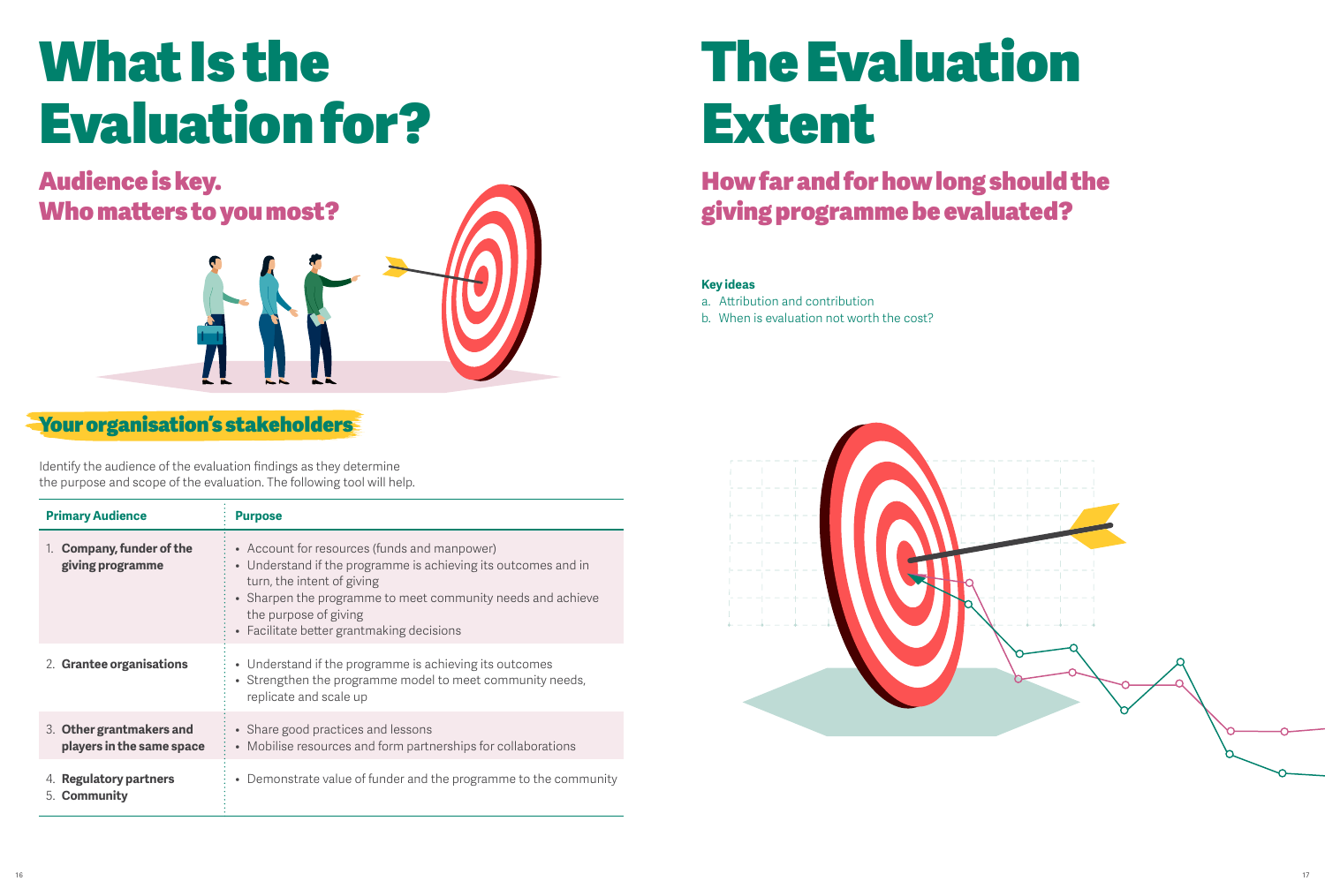# What Is the Evaluation for?

## Audience is key. Who matters to you most?

### Your organisation's stakeholders

Identify the audience of the evaluation findings as they determine the purpose and scope of the evaluation. The following tool will help.

| Primary Audience | Purpose |
|---|---|
| 1. **Company, funder of the giving programme** | • Account for resources (funds and manpower)<br>• Understand if the programme is achieving its outcomes and in turn, the intent of giving<br>• Sharpen the programme to meet community needs and achieve the purpose of giving<br>• Facilitate better grantmaking decisions |
| 2. **Grantee organisations** | • Understand if the programme is achieving its outcomes<br>• Strengthen the programme model to meet community needs, replicate and scale up |
| 3. **Other grantmakers and players in the same space** | • Share good practices and lessons<br>• Mobilise resources and form partnerships for collaborations |
| 4. **Regulatory partners**<br>5. **Community** | • Demonstrate value of funder and the programme to the community |

# The Evaluation Extent

## How far and for how long should the giving programme be evaluated?

**Key ideas**

a. Attribution and contribution
b. When is evaluation not worth the cost?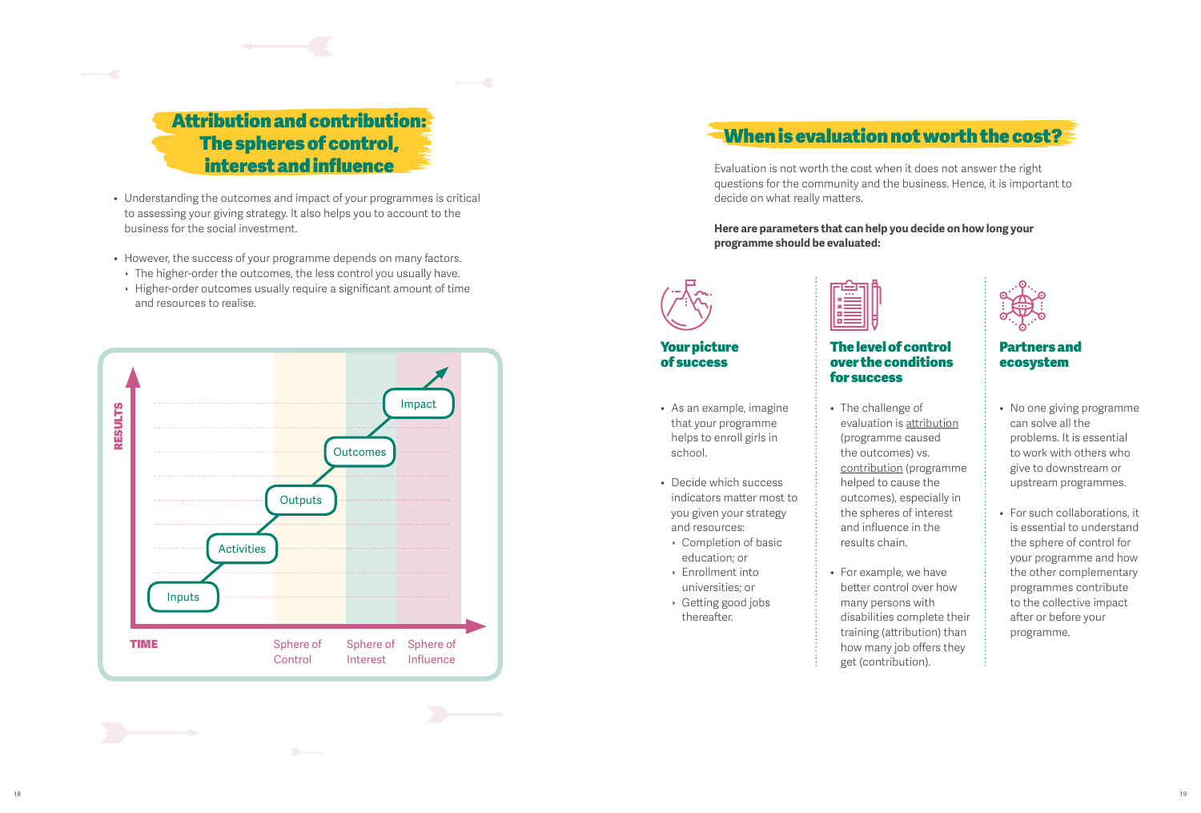## Attribution and contribution: The spheres of control, interest and influence

- Understanding the outcomes and impact of your programmes is critical to assessing your giving strategy. It also helps you to account to the business for the social investment.
- However, the success of your programme depends on many factors.
  - The higher-order the outcomes, the less control you usually have.
  - Higher-order outcomes usually require a significant amount of time and resources to realise.

RESULTS

Impact

Outcomes

Outputs

Activities

Inputs

TIME

Sphere of Control

Sphere of Interest

Sphere of Influence

## When is evaluation not worth the cost?

Evaluation is not worth the cost when it does not answer the right questions for the community and the business. Hence, it is important to decide on what really matters.

**Here are parameters that can help you decide on how long your programme should be evaluated:**

### Your picture of success

- As an example, imagine that your programme helps to enroll girls in school.
- Decide which success indicators matter most to you given your strategy and resources:
  - Completion of basic education; or
  - Enrollment into universities; or
  - Getting good jobs thereafter.

### The level of control over the conditions for success

- The challenge of evaluation is attribution (programme caused the outcomes) vs. contribution (programme helped to cause the outcomes), especially in the spheres of interest and influence in the results chain.
- For example, we have better control over how many persons with disabilities complete their training (attribution) than how many job offers they get (contribution).

### Partners and ecosystem

- No one giving programme can solve all the problems. It is essential to work with others who give to downstream or upstream programmes.
- For such collaborations, it is essential to understand the sphere of control for your programme and how the other complementary programmes contribute to the collective impact after or before your programme.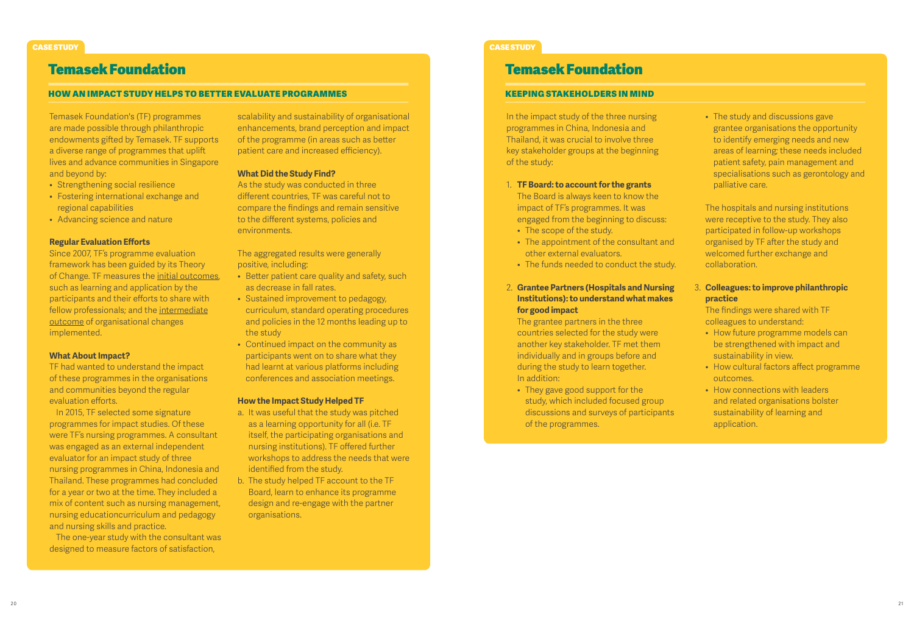CASE STUDY

# Temasek Foundation

## HOW AN IMPACT STUDY HELPS TO BETTER EVALUATE PROGRAMMES

Temasek Foundation's (TF) programmes are made possible through philanthropic endowments gifted by Temasek. TF supports a diverse range of programmes that uplift lives and advance communities in Singapore and beyond by:

- Strengthening social resilience
- Fostering international exchange and regional capabilities
- Advancing science and nature

**Regular Evaluation Efforts**

Since 2007, TF's programme evaluation framework has been guided by its Theory of Change. TF measures the initial outcomes, such as learning and application by the participants and their efforts to share with fellow professionals; and the intermediate outcome of organisational changes implemented.

**What About Impact?**

TF had wanted to understand the impact of these programmes in the organisations and communities beyond the regular evaluation efforts.

In 2015, TF selected some signature programmes for impact studies. Of these were TF's nursing programmes. A consultant was engaged as an external independent evaluator for an impact study of three nursing programmes in China, Indonesia and Thailand. These programmes had concluded for a year or two at the time. They included a mix of content such as nursing management, nursing educationcurriculum and pedagogy and nursing skills and practice.

The one-year study with the consultant was designed to measure factors of satisfaction, scalability and sustainability of organisational enhancements, brand perception and impact of the programme (in areas such as better patient care and increased efficiency).

**What Did the Study Find?**

As the study was conducted in three different countries, TF was careful not to compare the findings and remain sensitive to the different systems, policies and environments.

The aggregated results were generally positive, including:

- Better patient care quality and safety, such as decrease in fall rates.
- Sustained improvement to pedagogy, curriculum, standard operating procedures and policies in the 12 months leading up to the study
- Continued impact on the community as participants went on to share what they had learnt at various platforms including conferences and association meetings.

**How the Impact Study Helped TF**

a. It was useful that the study was pitched as a learning opportunity for all (i.e. TF itself, the participating organisations and nursing institutions). TF offered further workshops to address the needs that were identified from the study.
b. The study helped TF account to the TF Board, learn to enhance its programme design and re-engage with the partner organisations.

CASE STUDY

# Temasek Foundation

## KEEPING STAKEHOLDERS IN MIND

In the impact study of the three nursing programmes in China, Indonesia and Thailand, it was crucial to involve three key stakeholder groups at the beginning of the study:

1. **TF Board: to account for the grants**
   The Board is always keen to know the impact of TF's programmes. It was engaged from the beginning to discuss:
   - The scope of the study.
   - The appointment of the consultant and other external evaluators.
   - The funds needed to conduct the study.
2. **Grantee Partners (Hospitals and Nursing Institutions): to understand what makes for good impact**
   The grantee partners in the three countries selected for the study were another key stakeholder. TF met them individually and in groups before and during the study to learn together. In addition:
   - They gave good support for the study, which included focused group discussions and surveys of participants of the programmes.
   - The study and discussions gave grantee organisations the opportunity to identify emerging needs and new areas of learning; these needs included patient safety, pain management and specialisations such as gerontology and palliative care.

   The hospitals and nursing institutions were receptive to the study. They also participated in follow-up workshops organised by TF after the study and welcomed further exchange and collaboration.
3. **Colleagues: to improve philanthropic practice**
   The findings were shared with TF colleagues to understand:
   - How future programme models can be strengthened with impact and sustainability in view.
   - How cultural factors affect programme outcomes.
   - How connections with leaders and related organisations bolster sustainability of learning and application.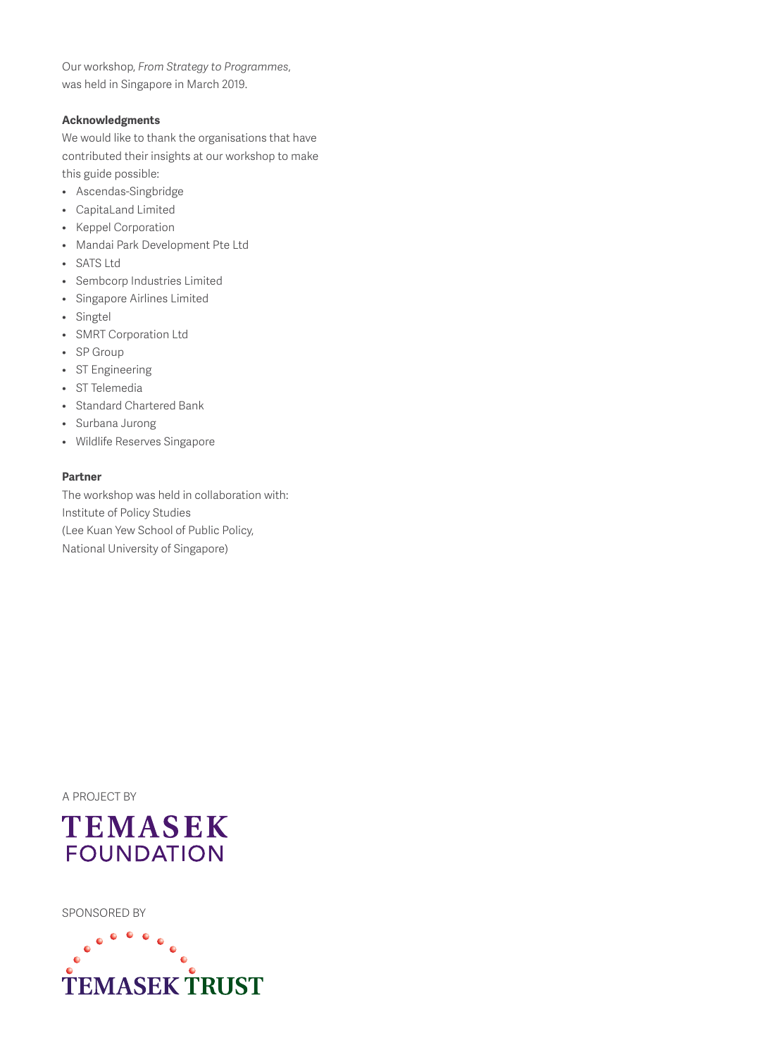Our workshop, *From Strategy to Programmes*, was held in Singapore in March 2019.

**Acknowledgments**

We would like to thank the organisations that have contributed their insights at our workshop to make this guide possible:

- Ascendas-Singbridge
- CapitaLand Limited
- Keppel Corporation
- Mandai Park Development Pte Ltd
- SATS Ltd
- Sembcorp Industries Limited
- Singapore Airlines Limited
- Singtel
- SMRT Corporation Ltd
- SP Group
- ST Engineering
- ST Telemedia
- Standard Chartered Bank
- Surbana Jurong
- Wildlife Reserves Singapore

**Partner**

The workshop was held in collaboration with:
Institute of Policy Studies
(Lee Kuan Yew School of Public Policy,
National University of Singapore)

A PROJECT BY

TEMASEK FOUNDATION

SPONSORED BY

TEMASEK TRUST